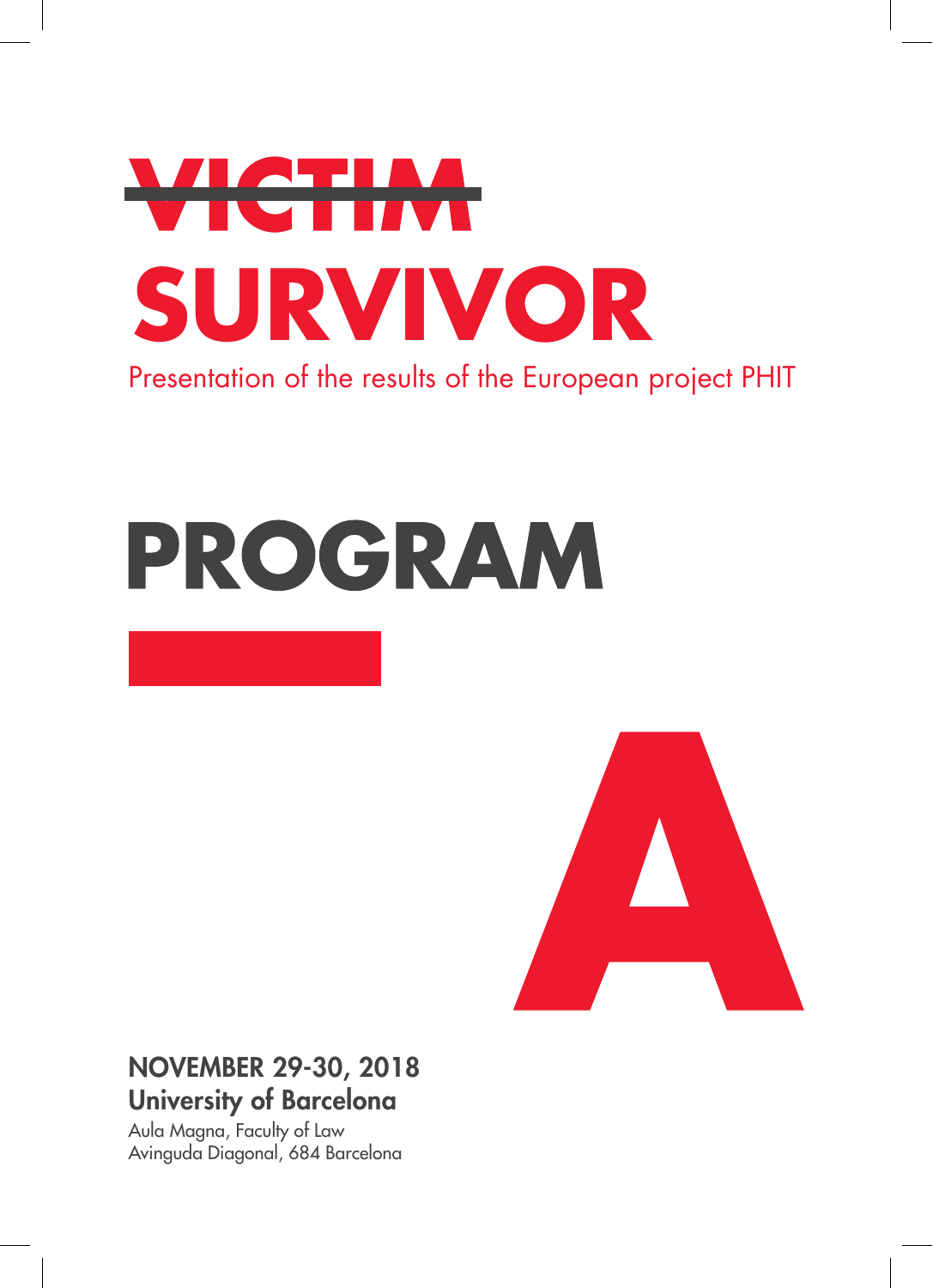# ~~VICTIM~~

# SURVIVOR

Presentation of the results of the European project PHIT

# PROGRAM

A

**NOVEMBER 29-30, 2018**
**University of Barcelona**
Aula Magna, Faculty of Law
Avinguda Diagonal, 684 Barcelona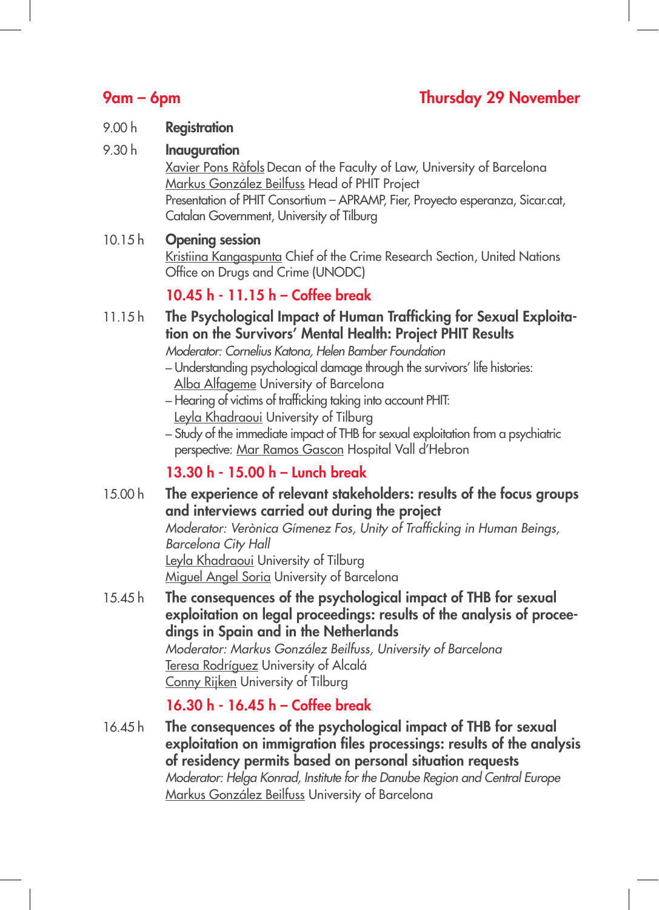**9am – 6pm** **Thursday 29 November**

9.00 h **Registration**

9.30 h **Inauguration**
Xavier Pons Ràfols Decan of the Faculty of Law, University of Barcelona
Markus González Beilfuss Head of PHIT Project
Presentation of PHIT Consortium – APRAMP, Fier, Proyecto esperanza, Sicar.cat, Catalan Government, University of Tilburg

10.15 h **Opening session**
Kristiina Kangaspunta Chief of the Crime Research Section, United Nations Office on Drugs and Crime (UNODC)

**10.45 h - 11.15 h – Coffee break**

11.15 h **The Psychological Impact of Human Trafficking for Sexual Exploitation on the Survivors' Mental Health: Project PHIT Results**
*Moderator: Cornelius Katona, Helen Bamber Foundation*
– Understanding psychological damage through the survivors' life histories: Alba Alfageme University of Barcelona
– Hearing of victims of trafficking taking into account PHIT: Leyla Khadraoui University of Tilburg
– Study of the immediate impact of THB for sexual exploitation from a psychiatric perspective: Mar Ramos Gascon Hospital Vall d'Hebron

**13.30 h - 15.00 h – Lunch break**

15.00 h **The experience of relevant stakeholders: results of the focus groups and interviews carried out during the project**
*Moderator: Verònica Gímenez Fos, Unity of Trafficking in Human Beings, Barcelona City Hall*
Leyla Khadraoui University of Tilburg
Miguel Angel Soria University of Barcelona

15.45 h **The consequences of the psychological impact of THB for sexual exploitation on legal proceedings: results of the analysis of proceedings in Spain and in the Netherlands**
*Moderator: Markus González Beilfuss, University of Barcelona*
Teresa Rodríguez University of Alcalá
Conny Rijken University of Tilburg

**16.30 h - 16.45 h – Coffee break**

16.45 h **The consequences of the psychological impact of THB for sexual exploitation on immigration files processings: results of the analysis of residency permits based on personal situation requests**
*Moderator: Helga Konrad, Institute for the Danube Region and Central Europe*
Markus González Beilfuss University of Barcelona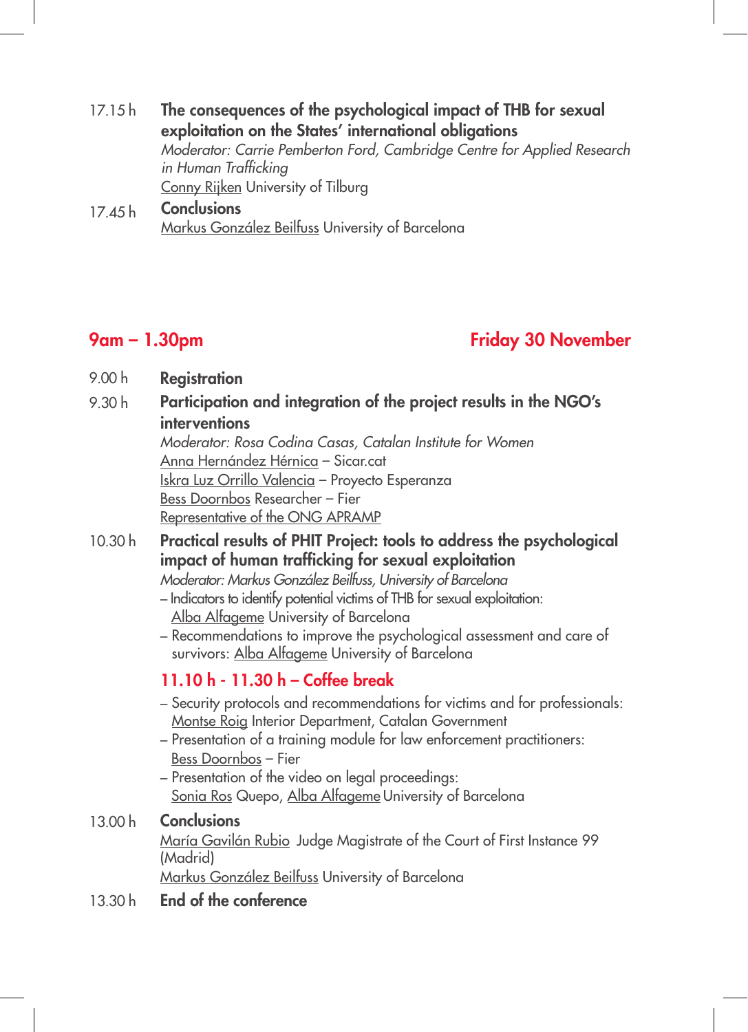17.15 h **The consequences of the psychological impact of THB for sexual exploitation on the States' international obligations**
*Moderator: Carrie Pemberton Ford, Cambridge Centre for Applied Research in Human Trafficking*
Conny Rijken University of Tilburg

17.45 h **Conclusions**
Markus González Beilfuss University of Barcelona

## 9am – 1.30pm — Friday 30 November

9.00 h **Registration**

9.30 h **Participation and integration of the project results in the NGO's interventions**
*Moderator: Rosa Codina Casas, Catalan Institute for Women*
Anna Hernández Hérnica – Sicar.cat
Iskra Luz Orrillo Valencia – Proyecto Esperanza
Bess Doornbos Researcher – Fier
Representative of the ONG APRAMP

10.30 h **Practical results of PHIT Project: tools to address the psychological impact of human trafficking for sexual exploitation**
*Moderator: Markus González Beilfuss, University of Barcelona*
– Indicators to identify potential victims of THB for sexual exploitation: Alba Alfageme University of Barcelona
– Recommendations to improve the psychological assessment and care of survivors: Alba Alfageme University of Barcelona

**11.10 h - 11.30 h – Coffee break**

– Security protocols and recommendations for victims and for professionals: Montse Roig Interior Department, Catalan Government
– Presentation of a training module for law enforcement practitioners: Bess Doornbos – Fier
– Presentation of the video on legal proceedings: Sonia Ros Quepo, Alba Alfageme University of Barcelona

13.00 h **Conclusions**
María Gavilán Rubio Judge Magistrate of the Court of First Instance 99 (Madrid)
Markus González Beilfuss University of Barcelona

13.30 h **End of the conference**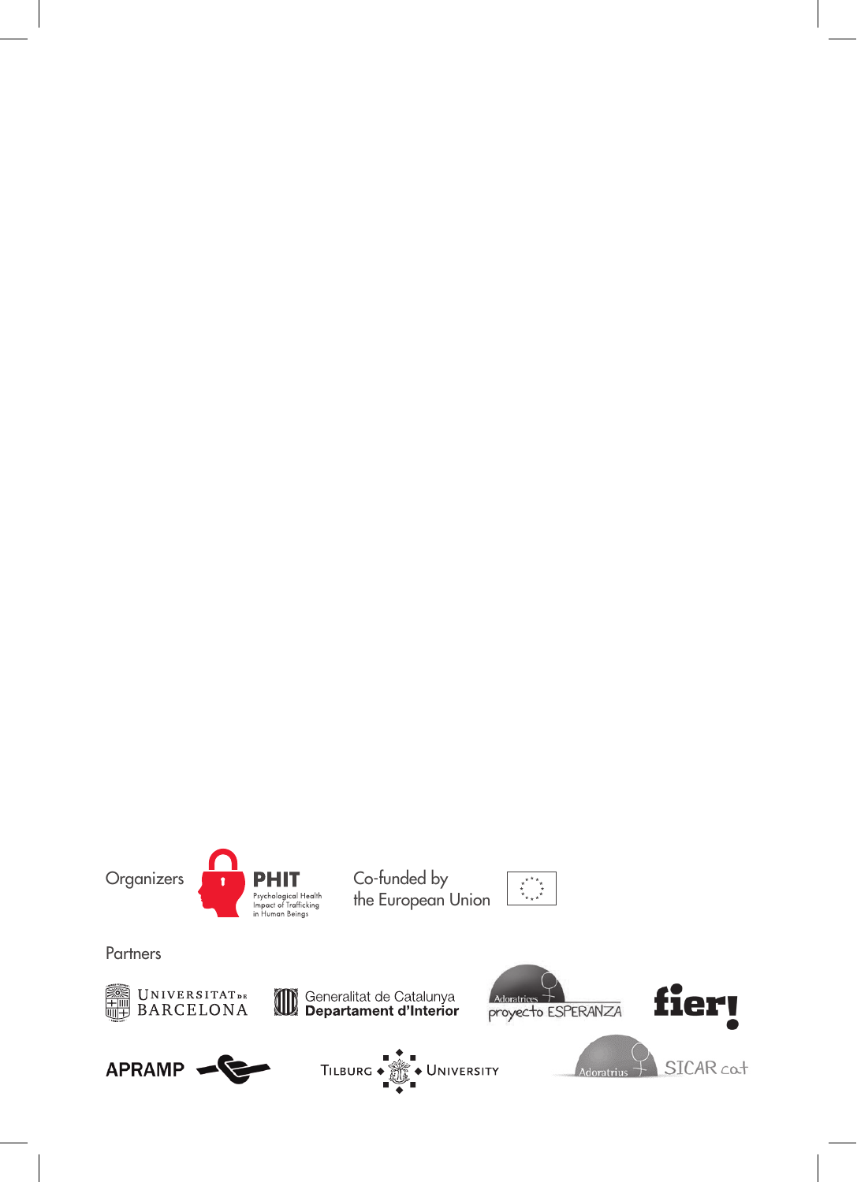Organizers

PHIT
Psychological Health Impact of Trafficking in Human Beings

Co-funded by the European Union

Partners

Universitat de Barcelona

Generalitat de Catalunya
**Departament d'Interior**

Adoratrices proyecto ESPERANZA

fier!

APRAMP

Tilburg University

Adoratrius SICAR cat